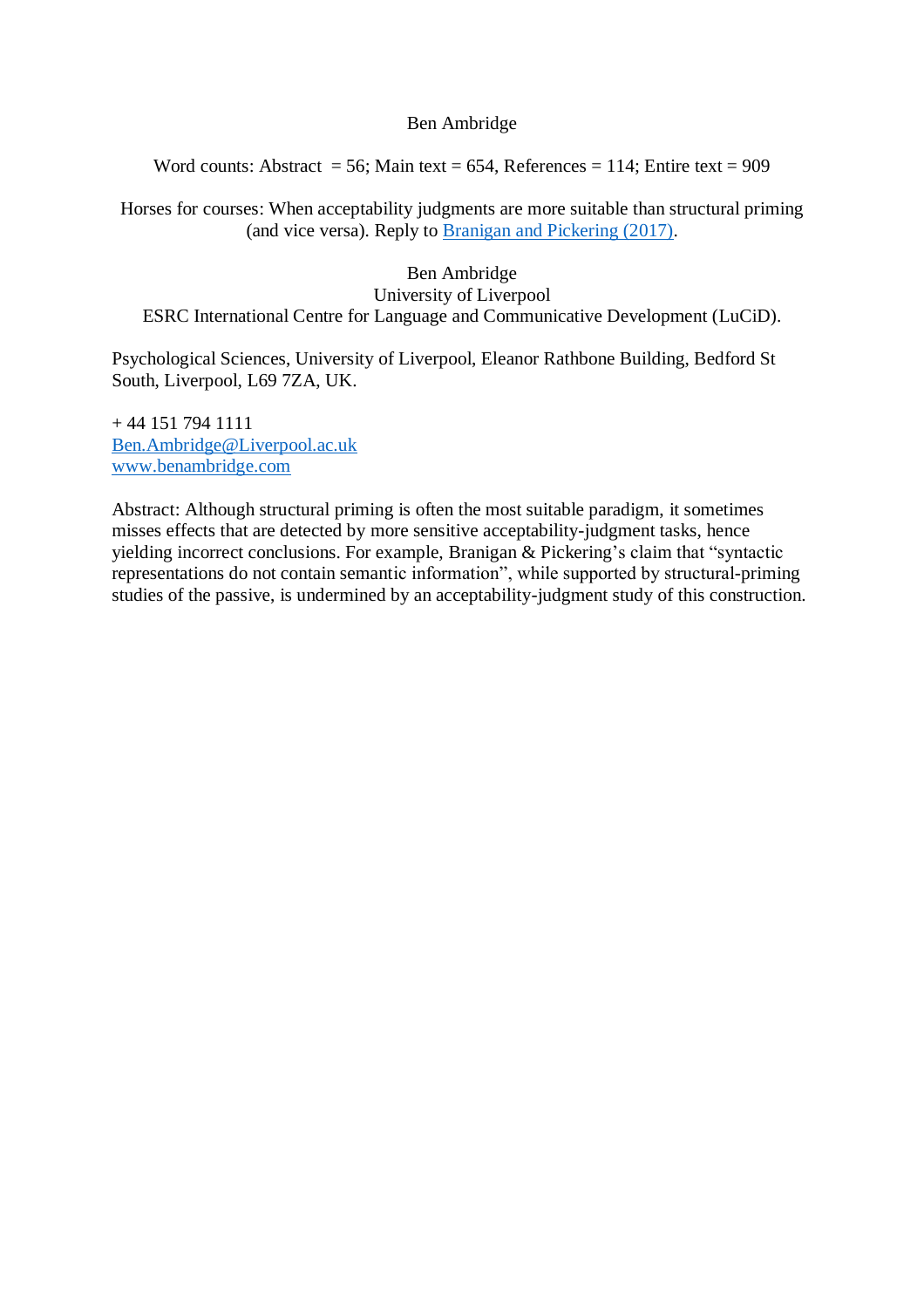Ben Ambridge

Word counts: Abstract = 56; Main text = 654, References = 114; Entire text = 909

# Horses for courses: When acceptability judgments are more suitable than structural priming (and vice versa). Reply to Branigan and Pickering (2017).

Ben Ambridge
University of Liverpool
ESRC International Centre for Language and Communicative Development (LuCiD).

Psychological Sciences, University of Liverpool, Eleanor Rathbone Building, Bedford St South, Liverpool, L69 7ZA, UK.

+ 44 151 794 1111
Ben.Ambridge@Liverpool.ac.uk
www.benambridge.com

Abstract: Although structural priming is often the most suitable paradigm, it sometimes misses effects that are detected by more sensitive acceptability-judgment tasks, hence yielding incorrect conclusions. For example, Branigan & Pickering's claim that "syntactic representations do not contain semantic information", while supported by structural-priming studies of the passive, is undermined by an acceptability-judgment study of this construction.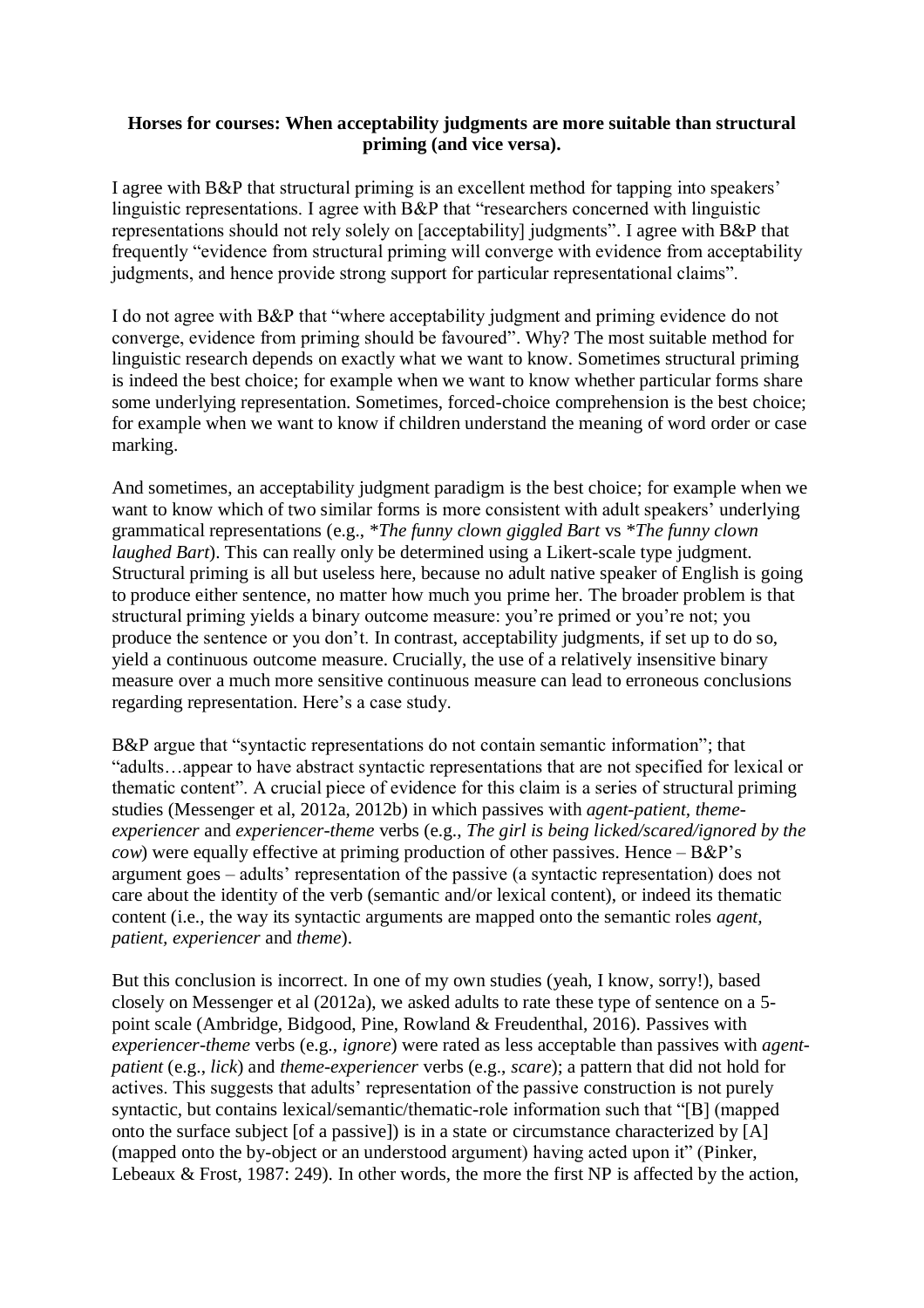**Horses for courses: When acceptability judgments are more suitable than structural priming (and vice versa).**

I agree with B&P that structural priming is an excellent method for tapping into speakers' linguistic representations. I agree with B&P that "researchers concerned with linguistic representations should not rely solely on [acceptability] judgments". I agree with B&P that frequently "evidence from structural priming will converge with evidence from acceptability judgments, and hence provide strong support for particular representational claims".

I do not agree with B&P that "where acceptability judgment and priming evidence do not converge, evidence from priming should be favoured". Why? The most suitable method for linguistic research depends on exactly what we want to know. Sometimes structural priming is indeed the best choice; for example when we want to know whether particular forms share some underlying representation. Sometimes, forced-choice comprehension is the best choice; for example when we want to know if children understand the meaning of word order or case marking.

And sometimes, an acceptability judgment paradigm is the best choice; for example when we want to know which of two similar forms is more consistent with adult speakers' underlying grammatical representations (e.g., **The funny clown giggled Bart* vs **The funny clown laughed Bart*). This can really only be determined using a Likert-scale type judgment. Structural priming is all but useless here, because no adult native speaker of English is going to produce either sentence, no matter how much you prime her. The broader problem is that structural priming yields a binary outcome measure: you're primed or you're not; you produce the sentence or you don't. In contrast, acceptability judgments, if set up to do so, yield a continuous outcome measure. Crucially, the use of a relatively insensitive binary measure over a much more sensitive continuous measure can lead to erroneous conclusions regarding representation. Here's a case study.

B&P argue that "syntactic representations do not contain semantic information"; that "adults…appear to have abstract syntactic representations that are not specified for lexical or thematic content". A crucial piece of evidence for this claim is a series of structural priming studies (Messenger et al, 2012a, 2012b) in which passives with *agent-patient, theme-experiencer* and *experiencer-theme* verbs (e.g., *The girl is being licked/scared/ignored by the cow*) were equally effective at priming production of other passives. Hence – B&P's argument goes – adults' representation of the passive (a syntactic representation) does not care about the identity of the verb (semantic and/or lexical content), or indeed its thematic content (i.e., the way its syntactic arguments are mapped onto the semantic roles *agent, patient, experiencer* and *theme*).

But this conclusion is incorrect. In one of my own studies (yeah, I know, sorry!), based closely on Messenger et al (2012a), we asked adults to rate these type of sentence on a 5-point scale (Ambridge, Bidgood, Pine, Rowland & Freudenthal, 2016). Passives with *experiencer-theme* verbs (e.g., *ignore*) were rated as less acceptable than passives with *agent-patient* (e.g., *lick*) and *theme-experiencer* verbs (e.g., *scare*); a pattern that did not hold for actives. This suggests that adults' representation of the passive construction is not purely syntactic, but contains lexical/semantic/thematic-role information such that "[B] (mapped onto the surface subject [of a passive]) is in a state or circumstance characterized by [A] (mapped onto the by-object or an understood argument) having acted upon it" (Pinker, Lebeaux & Frost, 1987: 249). In other words, the more the first NP is affected by the action,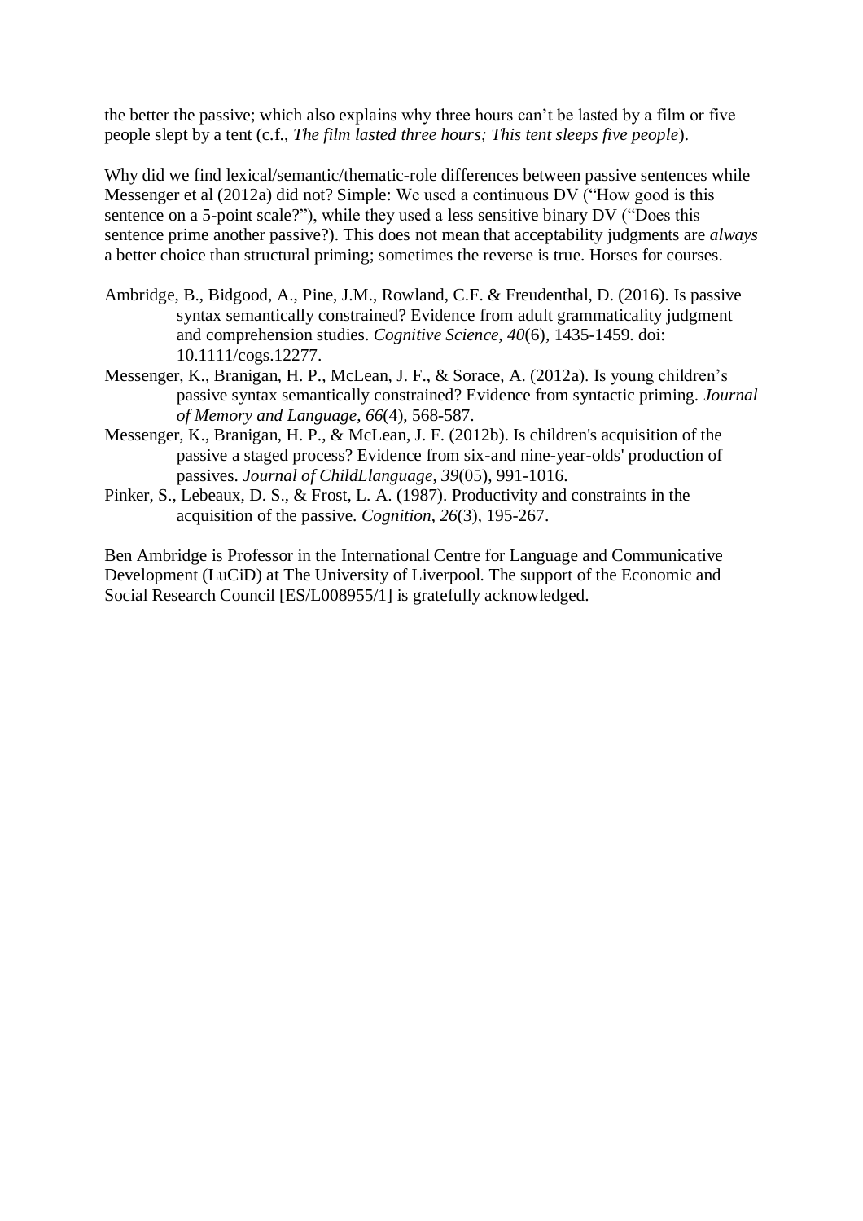the better the passive; which also explains why three hours can't be lasted by a film or five people slept by a tent (c.f., *The film lasted three hours; This tent sleeps five people*).

Why did we find lexical/semantic/thematic-role differences between passive sentences while Messenger et al (2012a) did not? Simple: We used a continuous DV ("How good is this sentence on a 5-point scale?"), while they used a less sensitive binary DV ("Does this sentence prime another passive?). This does not mean that acceptability judgments are *always* a better choice than structural priming; sometimes the reverse is true. Horses for courses.

Ambridge, B., Bidgood, A., Pine, J.M., Rowland, C.F. & Freudenthal, D. (2016). Is passive syntax semantically constrained? Evidence from adult grammaticality judgment and comprehension studies. *Cognitive Science*, *40*(6), 1435-1459. doi: 10.1111/cogs.12277.

Messenger, K., Branigan, H. P., McLean, J. F., & Sorace, A. (2012a). Is young children's passive syntax semantically constrained? Evidence from syntactic priming. *Journal of Memory and Language*, *66*(4), 568-587.

Messenger, K., Branigan, H. P., & McLean, J. F. (2012b). Is children's acquisition of the passive a staged process? Evidence from six-and nine-year-olds' production of passives. *Journal of ChildLlanguage*, *39*(05), 991-1016.

Pinker, S., Lebeaux, D. S., & Frost, L. A. (1987). Productivity and constraints in the acquisition of the passive. *Cognition*, *26*(3), 195-267.

Ben Ambridge is Professor in the International Centre for Language and Communicative Development (LuCiD) at The University of Liverpool. The support of the Economic and Social Research Council [ES/L008955/1] is gratefully acknowledged.